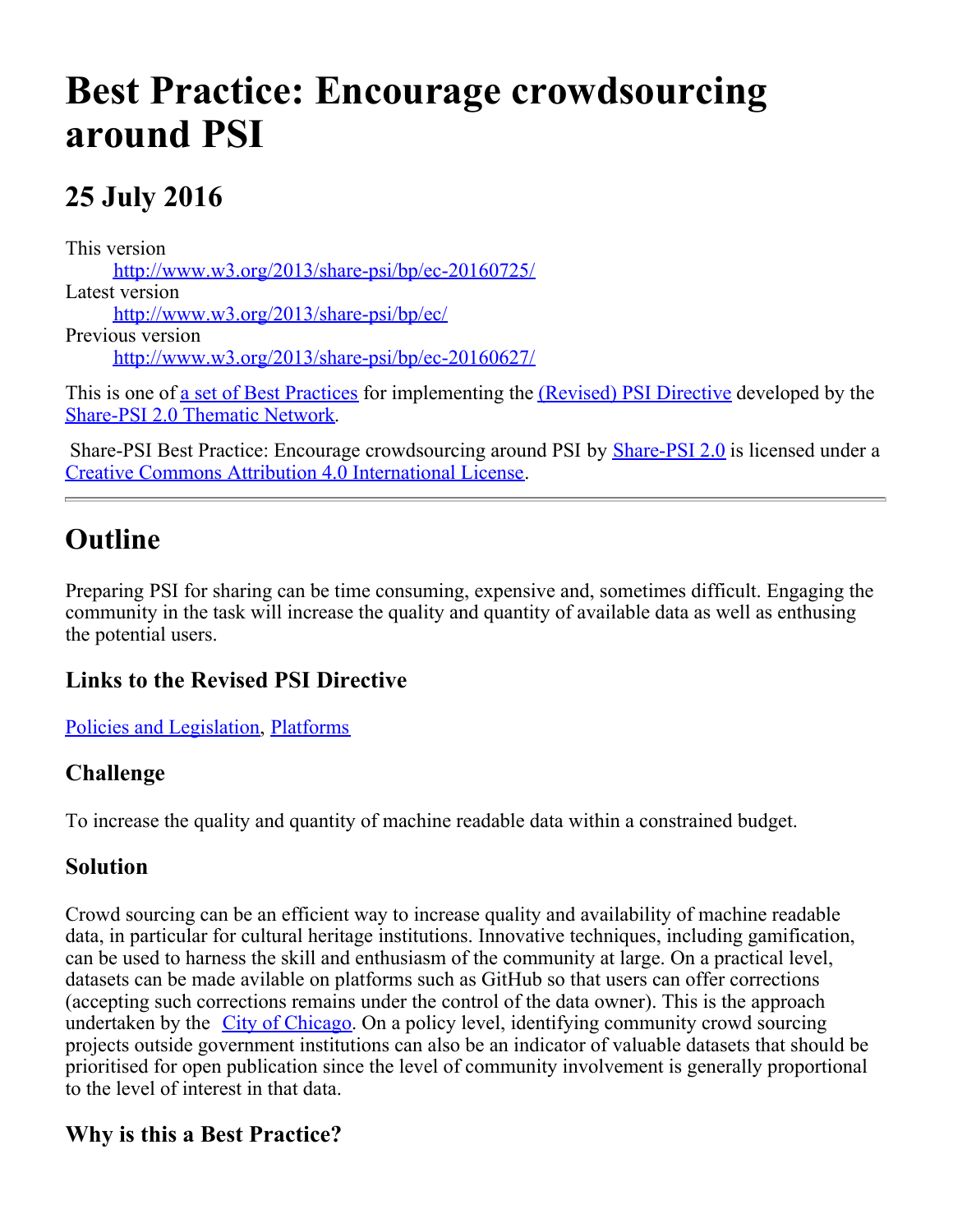# Best Practice: Encourage crowdsourcing around PSI

## 25 July 2016

This version
http://www.w3.org/2013/share-psi/bp/ec-20160725/
Latest version
http://www.w3.org/2013/share-psi/bp/ec/
Previous version
http://www.w3.org/2013/share-psi/bp/ec-20160627/

This is one of a set of Best Practices for implementing the (Revised) PSI Directive developed by the Share-PSI 2.0 Thematic Network.

Share-PSI Best Practice: Encourage crowdsourcing around PSI by Share-PSI 2.0 is licensed under a Creative Commons Attribution 4.0 International License.

---

## Outline

Preparing PSI for sharing can be time consuming, expensive and, sometimes difficult. Engaging the community in the task will increase the quality and quantity of available data as well as enthusing the potential users.

### Links to the Revised PSI Directive

Policies and Legislation, Platforms

### Challenge

To increase the quality and quantity of machine readable data within a constrained budget.

### Solution

Crowd sourcing can be an efficient way to increase quality and availability of machine readable data, in particular for cultural heritage institutions. Innovative techniques, including gamification, can be used to harness the skill and enthusiasm of the community at large. On a practical level, datasets can be made avilable on platforms such as GitHub so that users can offer corrections (accepting such corrections remains under the control of the data owner). This is the approach undertaken by the City of Chicago. On a policy level, identifying community crowd sourcing projects outside government institutions can also be an indicator of valuable datasets that should be prioritised for open publication since the level of community involvement is generally proportional to the level of interest in that data.

### Why is this a Best Practice?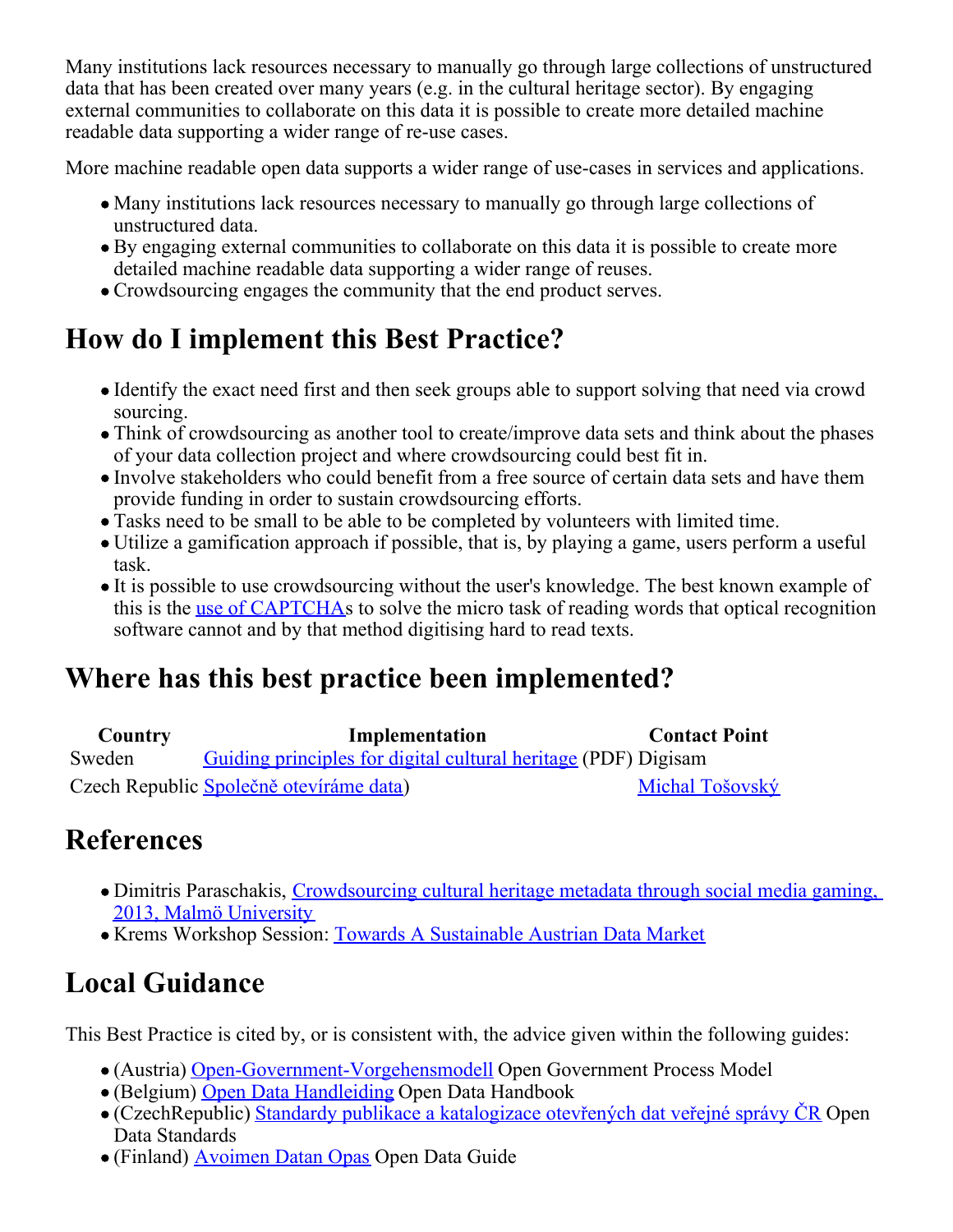Many institutions lack resources necessary to manually go through large collections of unstructured data that has been created over many years (e.g. in the cultural heritage sector). By engaging external communities to collaborate on this data it is possible to create more detailed machine readable data supporting a wider range of re-use cases.

More machine readable open data supports a wider range of use-cases in services and applications.

- Many institutions lack resources necessary to manually go through large collections of unstructured data.
- By engaging external communities to collaborate on this data it is possible to create more detailed machine readable data supporting a wider range of reuses.
- Crowdsourcing engages the community that the end product serves.

## How do I implement this Best Practice?

- Identify the exact need first and then seek groups able to support solving that need via crowd sourcing.
- Think of crowdsourcing as another tool to create/improve data sets and think about the phases of your data collection project and where crowdsourcing could best fit in.
- Involve stakeholders who could benefit from a free source of certain data sets and have them provide funding in order to sustain crowdsourcing efforts.
- Tasks need to be small to be able to be completed by volunteers with limited time.
- Utilize a gamification approach if possible, that is, by playing a game, users perform a useful task.
- It is possible to use crowdsourcing without the user's knowledge. The best known example of this is the use of CAPTCHAs to solve the micro task of reading words that optical recognition software cannot and by that method digitising hard to read texts.

## Where has this best practice been implemented?

| Country | Implementation | Contact Point |
|---|---|---|
| Sweden | Guiding principles for digital cultural heritage (PDF) | Digisam |
| Czech Republic | Společně otevíráme data) | Michal Tošovský |

## References

- Dimitris Paraschakis, Crowdsourcing cultural heritage metadata through social media gaming, 2013, Malmö University
- Krems Workshop Session: Towards A Sustainable Austrian Data Market

## Local Guidance

This Best Practice is cited by, or is consistent with, the advice given within the following guides:

- (Austria) Open-Government-Vorgehensmodell Open Government Process Model
- (Belgium) Open Data Handleiding Open Data Handbook
- (CzechRepublic) Standardy publikace a katalogizace otevřených dat veřejné správy ČR Open Data Standards
- (Finland) Avoimen Datan Opas Open Data Guide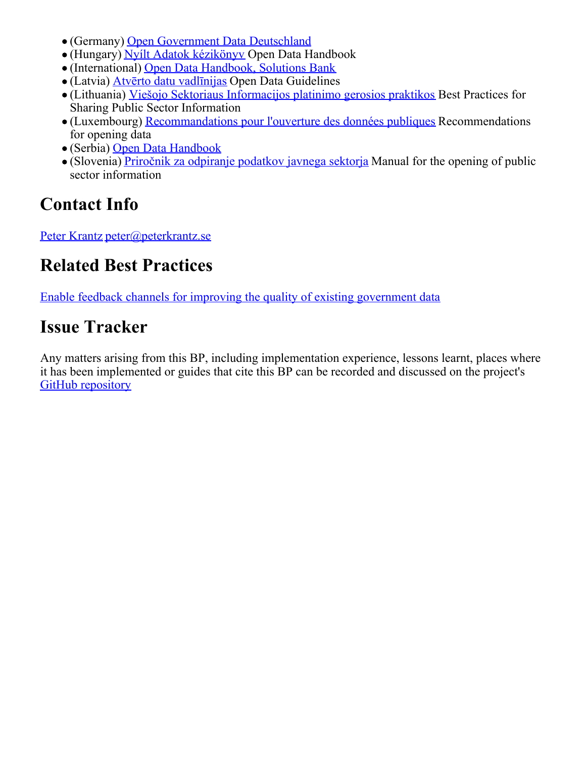- (Germany) [Open Government Data Deutschland]
- (Hungary) [Nyílt Adatok kézikönyv] Open Data Handbook
- (International) [Open Data Handbook, Solutions Bank]
- (Latvia) [Atvērto datu vadlīnijas] Open Data Guidelines
- (Lithuania) [Viešojo Sektoriaus Informacijos platinimo gerosios praktikos] Best Practices for Sharing Public Sector Information
- (Luxembourg) [Recommandations pour l'ouverture des données publiques] Recommendations for opening data
- (Serbia) [Open Data Handbook]
- (Slovenia) [Priročnik za odpiranje podatkov javnega sektorja] Manual for the opening of public sector information

## Contact Info

Peter Krantz peter@peterkrantz.se

## Related Best Practices

Enable feedback channels for improving the quality of existing government data

## Issue Tracker

Any matters arising from this BP, including implementation experience, lessons learnt, places where it has been implemented or guides that cite this BP can be recorded and discussed on the project's GitHub repository